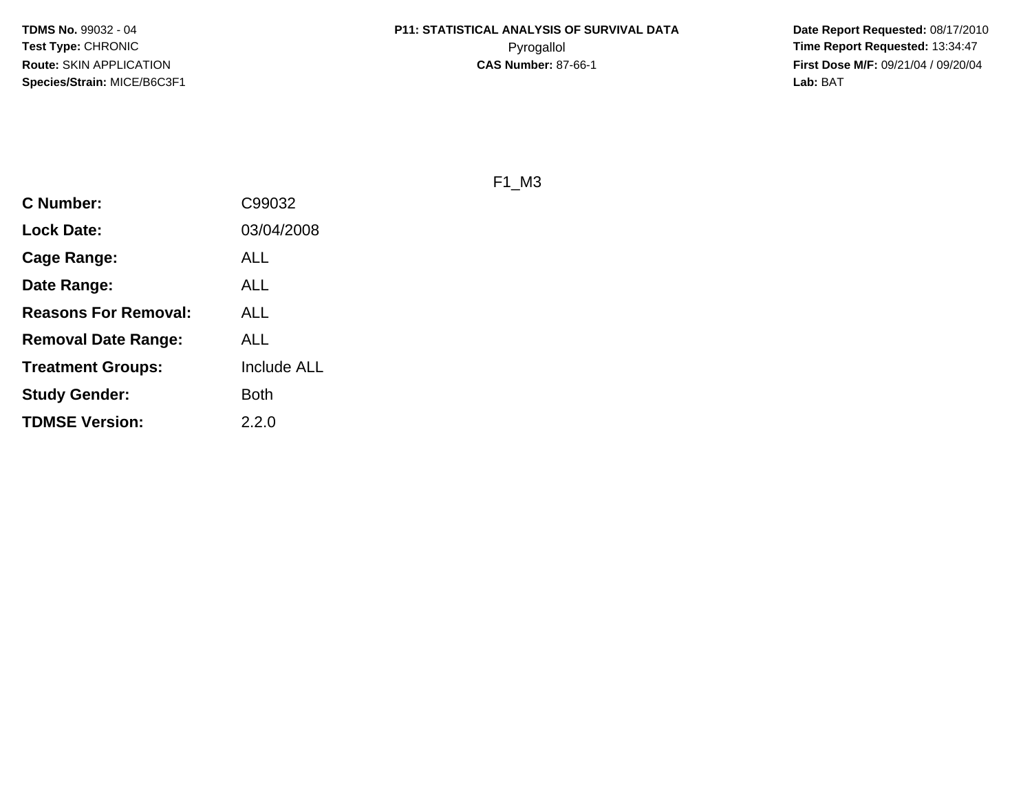**TDMS No.** 99032 - 04
**Test Type:** CHRONIC
**Route:** SKIN APPLICATION
**Species/Strain:** MICE/B6C3F1

**P11: STATISTICAL ANALYSIS OF SURVIVAL DATA**
Pyrogallol
**CAS Number:** 87-66-1

**Date Report Requested:** 08/17/2010
**Time Report Requested:** 13:34:47
**First Dose M/F:** 09/21/04 / 09/20/04
**Lab:** BAT

F1_M3

| | |
|---|---|
| **C Number:** | C99032 |
| **Lock Date:** | 03/04/2008 |
| **Cage Range:** | ALL |
| **Date Range:** | ALL |
| **Reasons For Removal:** | ALL |
| **Removal Date Range:** | ALL |
| **Treatment Groups:** | Include ALL |
| **Study Gender:** | Both |
| **TDMSE Version:** | 2.2.0 |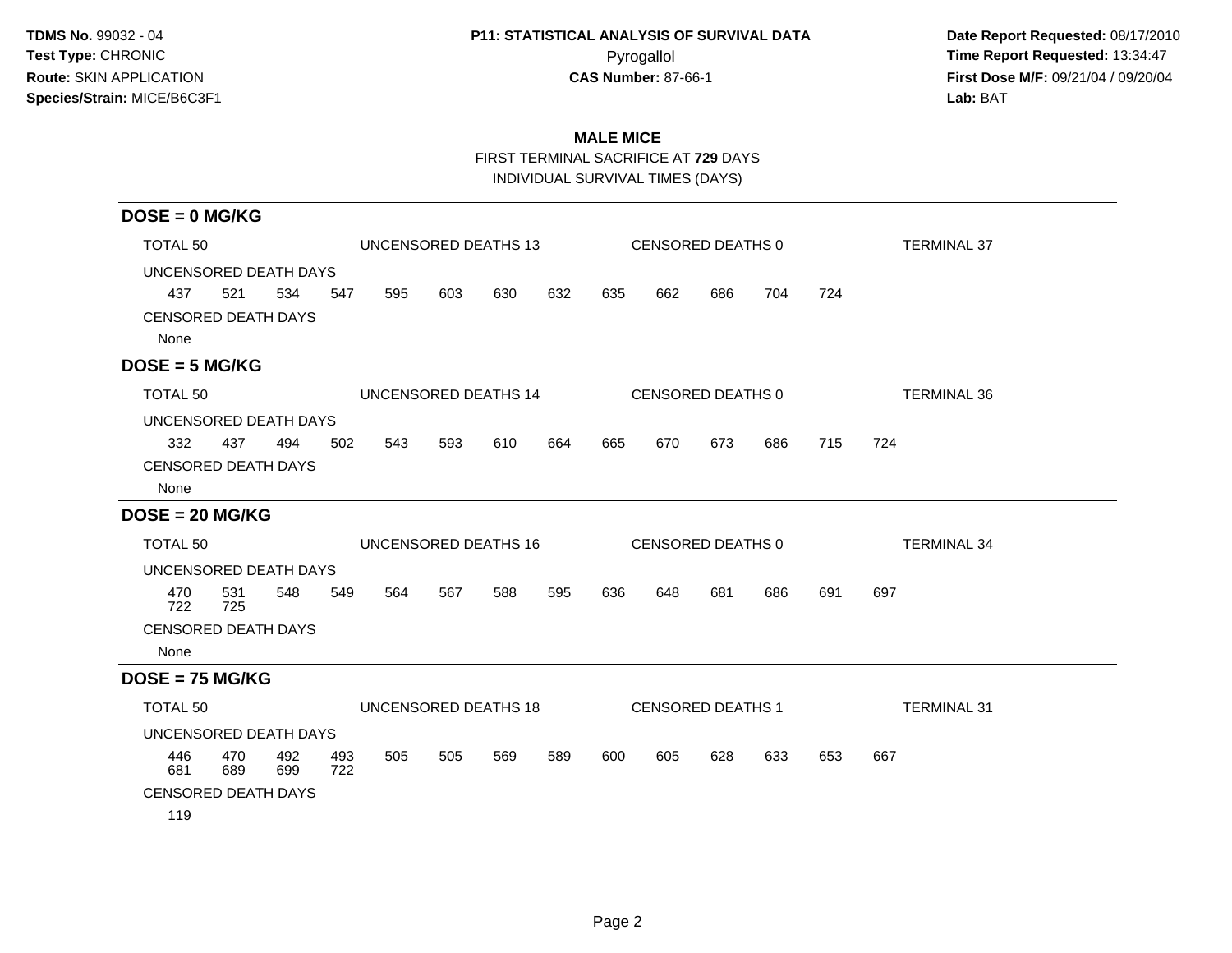**TDMS No.** 99032 - 04
**Test Type:** CHRONIC
**Route:** SKIN APPLICATION
**Species/Strain:** MICE/B6C3F1

**P11: STATISTICAL ANALYSIS OF SURVIVAL DATA**
Pyrogallol
**CAS Number:** 87-66-1

**Date Report Requested:** 08/17/2010
**Time Report Requested:** 13:34:47
**First Dose M/F:** 09/21/04 / 09/20/04
**Lab:** BAT

## MALE MICE

FIRST TERMINAL SACRIFICE AT **729** DAYS
INDIVIDUAL SURVIVAL TIMES (DAYS)

### DOSE = 0 MG/KG

TOTAL 50 | UNCENSORED DEATHS 13 | CENSORED DEATHS 0 | TERMINAL 37

UNCENSORED DEATH DAYS

437 521 534 547 595 603 630 632 635 662 686 704 724

CENSORED DEATH DAYS

None

### DOSE = 5 MG/KG

TOTAL 50 | UNCENSORED DEATHS 14 | CENSORED DEATHS 0 | TERMINAL 36

UNCENSORED DEATH DAYS

332 437 494 502 543 593 610 664 665 670 673 686 715 724

CENSORED DEATH DAYS

None

### DOSE = 20 MG/KG

TOTAL 50 | UNCENSORED DEATHS 16 | CENSORED DEATHS 0 | TERMINAL 34

UNCENSORED DEATH DAYS

470 531 548 549 564 567 588 595 636 648 681 686 691 697
722 725

CENSORED DEATH DAYS

None

### DOSE = 75 MG/KG

TOTAL 50 | UNCENSORED DEATHS 18 | CENSORED DEATHS 1 | TERMINAL 31

UNCENSORED DEATH DAYS

446 470 492 493 505 505 569 589 600 605 628 633 653 667
681 689 699 722

CENSORED DEATH DAYS

119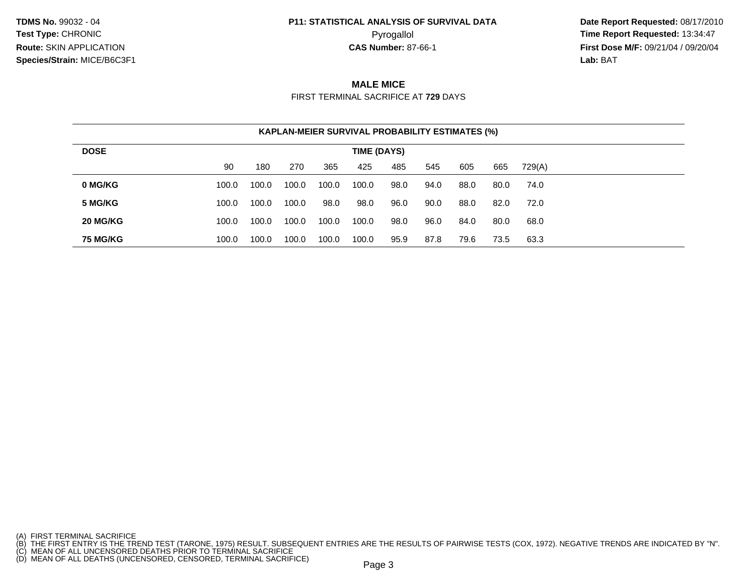**TDMS No.** 99032 - 04
**Test Type:** CHRONIC
**Route:** SKIN APPLICATION
**Species/Strain:** MICE/B6C3F1

**P11: STATISTICAL ANALYSIS OF SURVIVAL DATA**
Pyrogallol
**CAS Number:** 87-66-1

**Date Report Requested:** 08/17/2010
**Time Report Requested:** 13:34:47
**First Dose M/F:** 09/21/04 / 09/20/04
**Lab:** BAT

## MALE MICE

FIRST TERMINAL SACRIFICE AT **729** DAYS

**KAPLAN-MEIER SURVIVAL PROBABILITY ESTIMATES (%)**

| DOSE | TIME (DAYS) | | | | | | | | | |
|---|---|---|---|---|---|---|---|---|---|---|
| | 90 | 180 | 270 | 365 | 425 | 485 | 545 | 605 | 665 | 729(A) |
| **0 MG/KG** | 100.0 | 100.0 | 100.0 | 100.0 | 100.0 | 98.0 | 94.0 | 88.0 | 80.0 | 74.0 |
| **5 MG/KG** | 100.0 | 100.0 | 100.0 | 98.0 | 98.0 | 96.0 | 90.0 | 88.0 | 82.0 | 72.0 |
| **20 MG/KG** | 100.0 | 100.0 | 100.0 | 100.0 | 100.0 | 98.0 | 96.0 | 84.0 | 80.0 | 68.0 |
| **75 MG/KG** | 100.0 | 100.0 | 100.0 | 100.0 | 100.0 | 95.9 | 87.8 | 79.6 | 73.5 | 63.3 |

(A) FIRST TERMINAL SACRIFICE
(B) THE FIRST ENTRY IS THE TREND TEST (TARONE, 1975) RESULT. SUBSEQUENT ENTRIES ARE THE RESULTS OF PAIRWISE TESTS (COX, 1972). NEGATIVE TRENDS ARE INDICATED BY "N".
(C) MEAN OF ALL UNCENSORED DEATHS PRIOR TO TERMINAL SACRIFICE
(D) MEAN OF ALL DEATHS (UNCENSORED, CENSORED, TERMINAL SACRIFICE)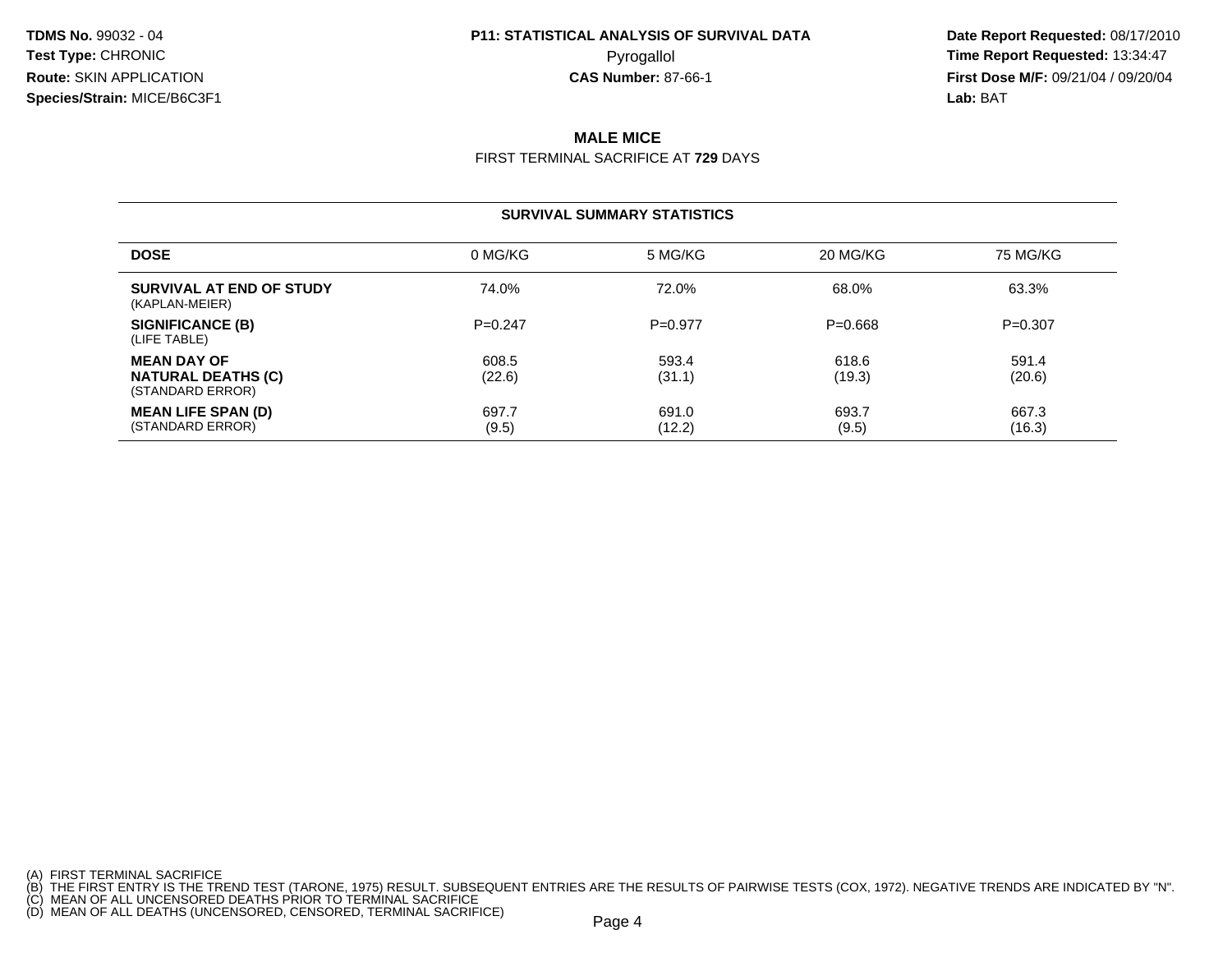**TDMS No.** 99032 - 04
**Test Type:** CHRONIC
**Route:** SKIN APPLICATION
**Species/Strain:** MICE/B6C3F1

**P11: STATISTICAL ANALYSIS OF SURVIVAL DATA**
Pyrogallol
**CAS Number:** 87-66-1

**Date Report Requested:** 08/17/2010
**Time Report Requested:** 13:34:47
**First Dose M/F:** 09/21/04 / 09/20/04
**Lab:** BAT

## MALE MICE

FIRST TERMINAL SACRIFICE AT **729** DAYS

**SURVIVAL SUMMARY STATISTICS**

| DOSE | 0 MG/KG | 5 MG/KG | 20 MG/KG | 75 MG/KG |
|---|---|---|---|---|
| **SURVIVAL AT END OF STUDY** (KAPLAN-MEIER) | 74.0% | 72.0% | 68.0% | 63.3% |
| **SIGNIFICANCE (B)** (LIFE TABLE) | P=0.247 | P=0.977 | P=0.668 | P=0.307 |
| **MEAN DAY OF NATURAL DEATHS (C)** (STANDARD ERROR) | 608.5 (22.6) | 593.4 (31.1) | 618.6 (19.3) | 591.4 (20.6) |
| **MEAN LIFE SPAN (D)** (STANDARD ERROR) | 697.7 (9.5) | 691.0 (12.2) | 693.7 (9.5) | 667.3 (16.3) |

(A) FIRST TERMINAL SACRIFICE
(B) THE FIRST ENTRY IS THE TREND TEST (TARONE, 1975) RESULT. SUBSEQUENT ENTRIES ARE THE RESULTS OF PAIRWISE TESTS (COX, 1972). NEGATIVE TRENDS ARE INDICATED BY "N".
(C) MEAN OF ALL UNCENSORED DEATHS PRIOR TO TERMINAL SACRIFICE
(D) MEAN OF ALL DEATHS (UNCENSORED, CENSORED, TERMINAL SACRIFICE)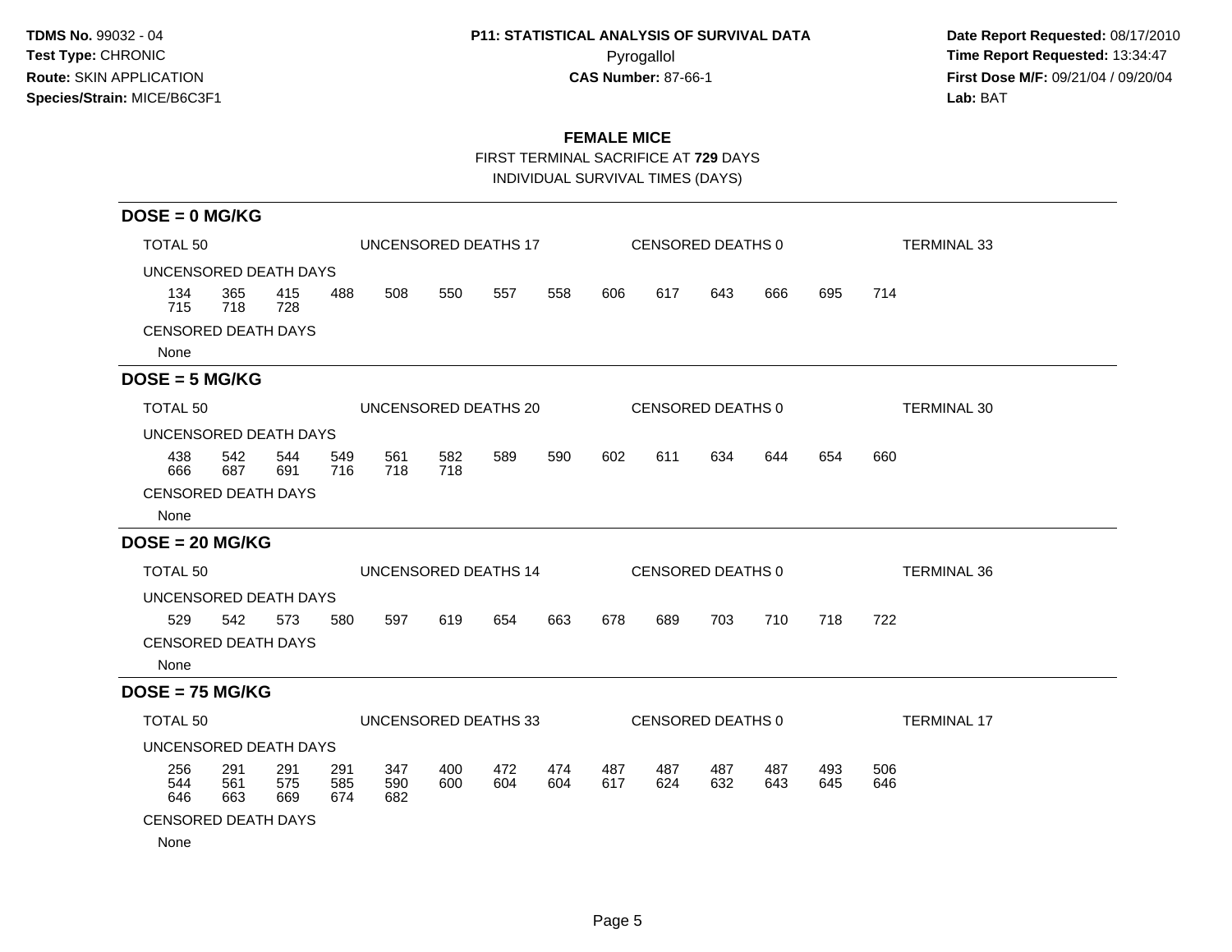**TDMS No.** 99032 - 04
**Test Type:** CHRONIC
**Route:** SKIN APPLICATION
**Species/Strain:** MICE/B6C3F1

**P11: STATISTICAL ANALYSIS OF SURVIVAL DATA**
Pyrogallol
**CAS Number:** 87-66-1

**Date Report Requested:** 08/17/2010
**Time Report Requested:** 13:34:47
**First Dose M/F:** 09/21/04 / 09/20/04
**Lab:** BAT

## FEMALE MICE

FIRST TERMINAL SACRIFICE AT **729** DAYS

INDIVIDUAL SURVIVAL TIMES (DAYS)

### DOSE = 0 MG/KG

TOTAL 50 | UNCENSORED DEATHS 17 | CENSORED DEATHS 0 | TERMINAL 33

UNCENSORED DEATH DAYS

134 365 415 488 508 550 557 558 606 617 643 666 695 714
715 718 728

CENSORED DEATH DAYS

None

### DOSE = 5 MG/KG

TOTAL 50 | UNCENSORED DEATHS 20 | CENSORED DEATHS 0 | TERMINAL 30

UNCENSORED DEATH DAYS

438 542 544 549 561 582 589 590 602 611 634 644 654 660
666 687 691 716 718 718

CENSORED DEATH DAYS

None

### DOSE = 20 MG/KG

TOTAL 50 | UNCENSORED DEATHS 14 | CENSORED DEATHS 0 | TERMINAL 36

UNCENSORED DEATH DAYS

529 542 573 580 597 619 654 663 678 689 703 710 718 722

CENSORED DEATH DAYS

None

### DOSE = 75 MG/KG

TOTAL 50 | UNCENSORED DEATHS 33 | CENSORED DEATHS 0 | TERMINAL 17

UNCENSORED DEATH DAYS

256 291 291 291 347 400 472 474 487 487 487 487 493 506
544 561 575 585 590 600 604 604 617 624 632 643 645 646
646 663 669 674 682

CENSORED DEATH DAYS

None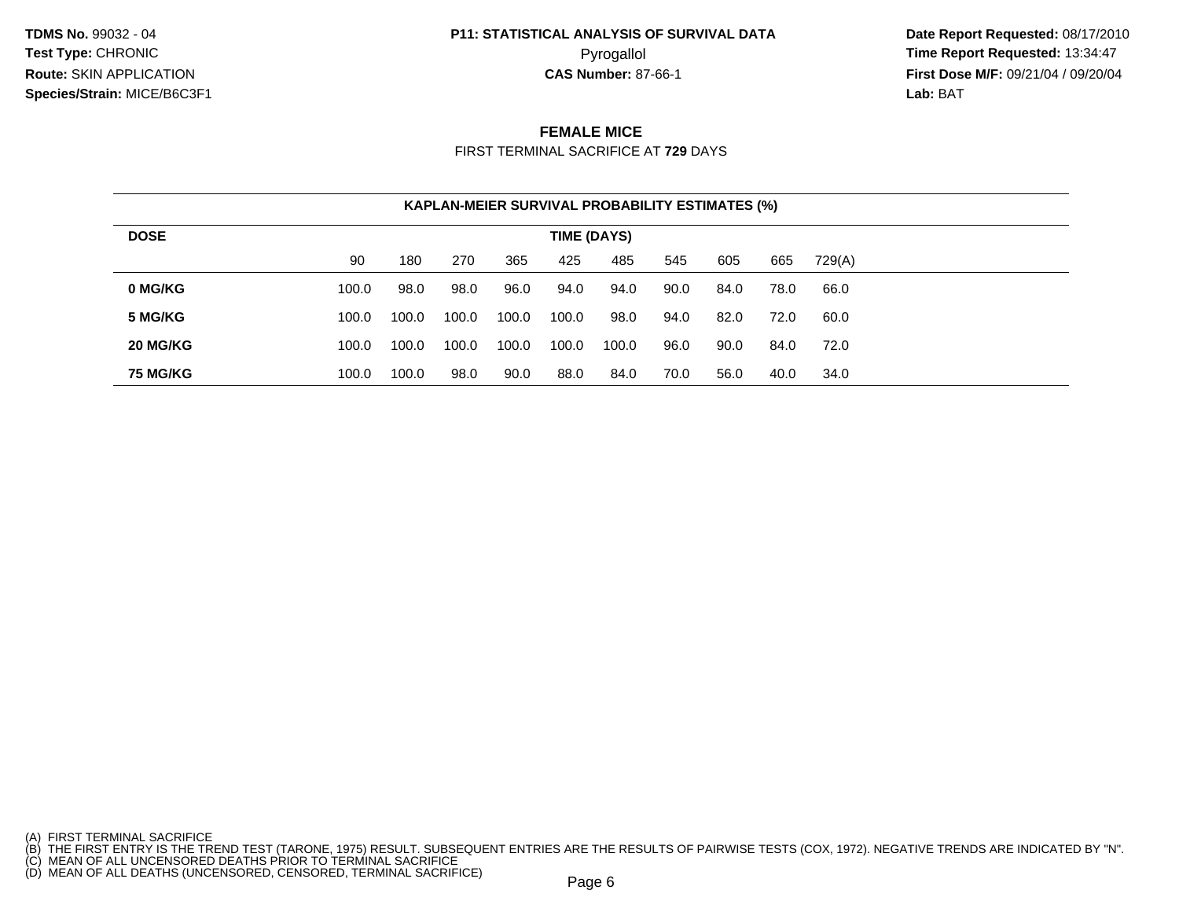**TDMS No.** 99032 - 04
**Test Type:** CHRONIC
**Route:** SKIN APPLICATION
**Species/Strain:** MICE/B6C3F1

**P11: STATISTICAL ANALYSIS OF SURVIVAL DATA**
Pyrogallol
**CAS Number:** 87-66-1

**Date Report Requested:** 08/17/2010
**Time Report Requested:** 13:34:47
**First Dose M/F:** 09/21/04 / 09/20/04
**Lab:** BAT

## FEMALE MICE

FIRST TERMINAL SACRIFICE AT **729** DAYS

**KAPLAN-MEIER SURVIVAL PROBABILITY ESTIMATES (%)**

| DOSE | TIME (DAYS) | | | | | | | | | |
|---|---|---|---|---|---|---|---|---|---|---|
| | 90 | 180 | 270 | 365 | 425 | 485 | 545 | 605 | 665 | 729(A) |
| **0 MG/KG** | 100.0 | 98.0 | 98.0 | 96.0 | 94.0 | 94.0 | 90.0 | 84.0 | 78.0 | 66.0 |
| **5 MG/KG** | 100.0 | 100.0 | 100.0 | 100.0 | 100.0 | 98.0 | 94.0 | 82.0 | 72.0 | 60.0 |
| **20 MG/KG** | 100.0 | 100.0 | 100.0 | 100.0 | 100.0 | 100.0 | 96.0 | 90.0 | 84.0 | 72.0 |
| **75 MG/KG** | 100.0 | 100.0 | 98.0 | 90.0 | 88.0 | 84.0 | 70.0 | 56.0 | 40.0 | 34.0 |

(A) FIRST TERMINAL SACRIFICE
(B) THE FIRST ENTRY IS THE TREND TEST (TARONE, 1975) RESULT. SUBSEQUENT ENTRIES ARE THE RESULTS OF PAIRWISE TESTS (COX, 1972). NEGATIVE TRENDS ARE INDICATED BY "N".
(C) MEAN OF ALL UNCENSORED DEATHS PRIOR TO TERMINAL SACRIFICE
(D) MEAN OF ALL DEATHS (UNCENSORED, CENSORED, TERMINAL SACRIFICE)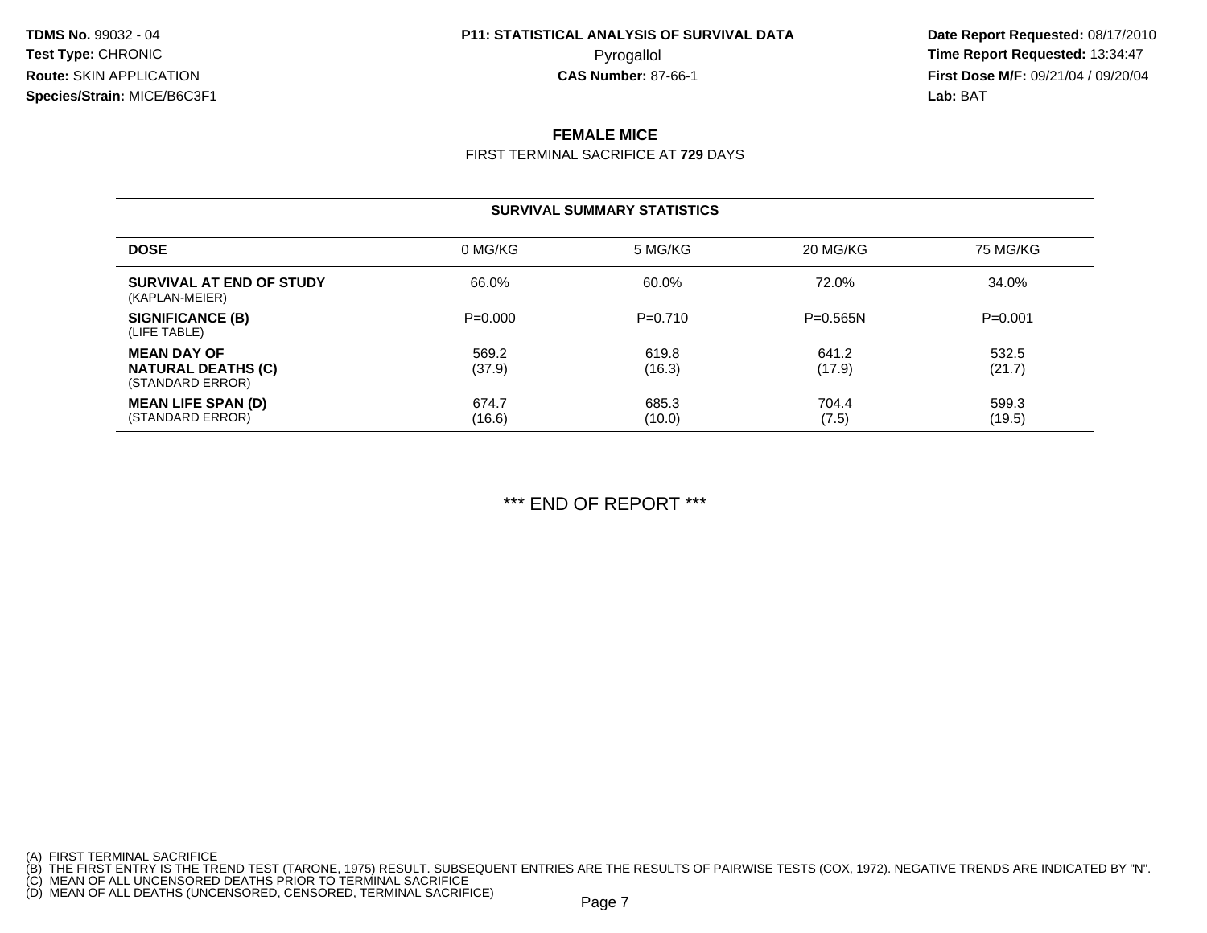**TDMS No.** 99032 - 04
**Test Type:** CHRONIC
**Route:** SKIN APPLICATION
**Species/Strain:** MICE/B6C3F1

**P11: STATISTICAL ANALYSIS OF SURVIVAL DATA**
Pyrogallol
**CAS Number:** 87-66-1

**Date Report Requested:** 08/17/2010
**Time Report Requested:** 13:34:47
**First Dose M/F:** 09/21/04 / 09/20/04
**Lab:** BAT

## FEMALE MICE

FIRST TERMINAL SACRIFICE AT **729** DAYS

**SURVIVAL SUMMARY STATISTICS**

| **DOSE** | 0 MG/KG | 5 MG/KG | 20 MG/KG | 75 MG/KG |
|---|---|---|---|---|
| **SURVIVAL AT END OF STUDY** (KAPLAN-MEIER) | 66.0% | 60.0% | 72.0% | 34.0% |
| **SIGNIFICANCE (B)** (LIFE TABLE) | P=0.000 | P=0.710 | P=0.565N | P=0.001 |
| **MEAN DAY OF NATURAL DEATHS (C)** (STANDARD ERROR) | 569.2 (37.9) | 619.8 (16.3) | 641.2 (17.9) | 532.5 (21.7) |
| **MEAN LIFE SPAN (D)** (STANDARD ERROR) | 674.7 (16.6) | 685.3 (10.0) | 704.4 (7.5) | 599.3 (19.5) |

*** END OF REPORT ***

(A) FIRST TERMINAL SACRIFICE
(B) THE FIRST ENTRY IS THE TREND TEST (TARONE, 1975) RESULT. SUBSEQUENT ENTRIES ARE THE RESULTS OF PAIRWISE TESTS (COX, 1972). NEGATIVE TRENDS ARE INDICATED BY "N".
(C) MEAN OF ALL UNCENSORED DEATHS PRIOR TO TERMINAL SACRIFICE
(D) MEAN OF ALL DEATHS (UNCENSORED, CENSORED, TERMINAL SACRIFICE)